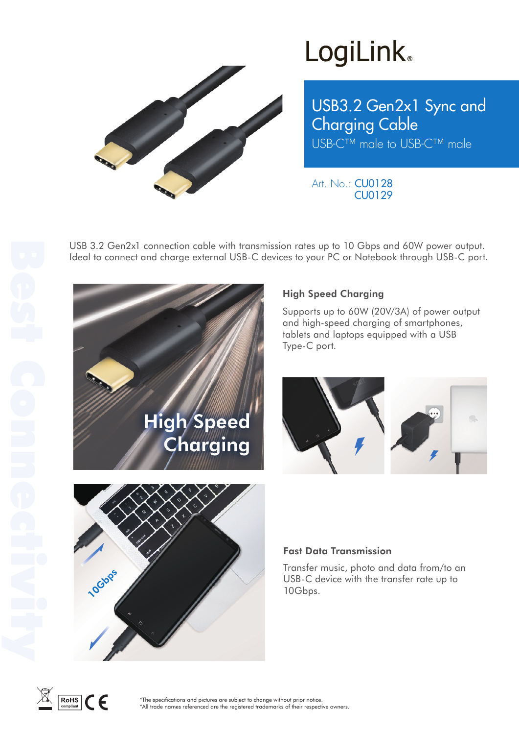# LogiLink

## USB3.2 Gen2x1 Sync and Charging Cable

USB-C™ male to USB-C™ male

Art. No.: CU0128
CU0129

USB 3.2 Gen2x1 connection cable with transmission rates up to 10 Gbps and 60W power output. Ideal to connect and charge external USB-C devices to your PC or Notebook through USB-C port.

### High Speed Charging

Supports up to 60W (20V/3A) of power output and high-speed charging of smartphones, tablets and laptops equipped with a USB Type-C port.

### Fast Data Transmission

Transfer music, photo and data from/to an USB-C device with the transfer rate up to 10Gbps.

*The specifications and pictures are subject to change without prior notice.
*All trade names referenced are the registered trademarks of their respective owners.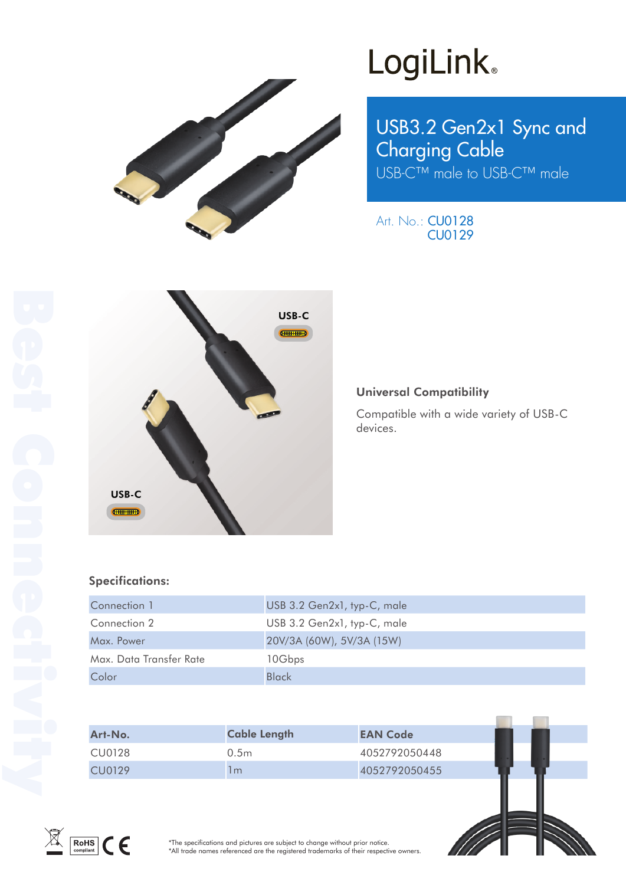# LogiLink®

## USB3.2 Gen2x1 Sync and Charging Cable

USB-C™ male to USB-C™ male

Art. No.: CU0128
CU0129

USB-C

USB-C

### Universal Compatibility

Compatible with a wide variety of USB-C devices.

**Specifications:**

| Connection 1 | USB 3.2 Gen2x1, typ-C, male |
|---|---|
| Connection 2 | USB 3.2 Gen2x1, typ-C, male |
| Max. Power | 20V/3A (60W), 5V/3A (15W) |
| Max. Data Transfer Rate | 10Gbps |
| Color | Black |

| Art-No. | Cable Length | EAN Code |
|---|---|---|
| CU0128 | 0.5m | 4052792050448 |
| CU0129 | 1m | 4052792050455 |

RoHS compliant CE

*The specifications and pictures are subject to change without prior notice.
*All trade names referenced are the registered trademarks of their respective owners.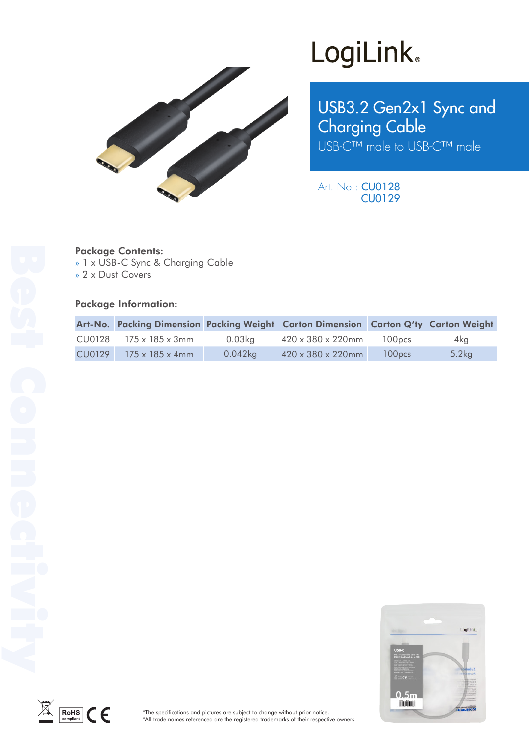LogiLink®

# USB3.2 Gen2x1 Sync and Charging Cable

USB-C™ male to USB-C™ male

Art. No.: CU0128
CU0129

**Package Contents:**

» 1 x USB-C Sync & Charging Cable
» 2 x Dust Covers

**Package Information:**

| Art-No. | Packing Dimension | Packing Weight | Carton Dimension | Carton Q'ty | Carton Weight |
|---|---|---|---|---|---|
| CU0128 | 175 x 185 x 3mm | 0.03kg | 420 x 380 x 220mm | 100pcs | 4kg |
| CU0129 | 175 x 185 x 4mm | 0.042kg | 420 x 380 x 220mm | 100pcs | 5.2kg |

*The specifications and pictures are subject to change without prior notice.
*All trade names referenced are the registered trademarks of their respective owners.